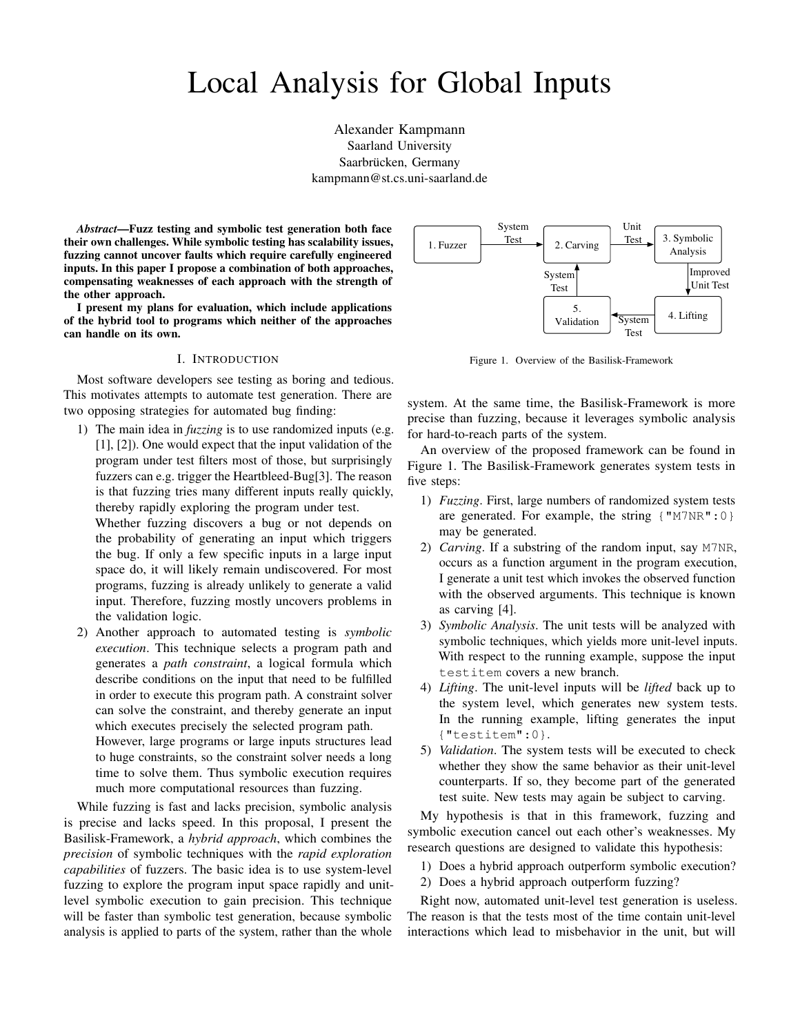# Local Analysis for Global Inputs

Alexander Kampmann
Saarland University
Saarbrücken, Germany
kampmann@st.cs.uni-saarland.de

***Abstract*—Fuzz testing and symbolic test generation both face their own challenges. While symbolic testing has scalability issues, fuzzing cannot uncover faults which require carefully engineered inputs. In this paper I propose a combination of both approaches, compensating weaknesses of each approach with the strength of the other approach.**

**I present my plans for evaluation, which include applications of the hybrid tool to programs which neither of the approaches can handle on its own.**

## I. Introduction

Most software developers see testing as boring and tedious. This motivates attempts to automate test generation. There are two opposing strategies for automated bug finding:

1) The main idea in *fuzzing* is to use randomized inputs (e.g. [1], [2]). One would expect that the input validation of the program under test filters most of those, but surprisingly fuzzers can e.g. trigger the Heartbleed-Bug[3]. The reason is that fuzzing tries many different inputs really quickly, thereby rapidly exploring the program under test.
   Whether fuzzing discovers a bug or not depends on the probability of generating an input which triggers the bug. If only a few specific inputs in a large input space do, it will likely remain undiscovered. For most programs, fuzzing is already unlikely to generate a valid input. Therefore, fuzzing mostly uncovers problems in the validation logic.
2) Another approach to automated testing is *symbolic execution*. This technique selects a program path and generates a *path constraint*, a logical formula which describe conditions on the input that need to be fulfilled in order to execute this program path. A constraint solver can solve the constraint, and thereby generate an input which executes precisely the selected program path.
   However, large programs or large inputs structures lead to huge constraints, so the constraint solver needs a long time to solve them. Thus symbolic execution requires much more computational resources than fuzzing.

While fuzzing is fast and lacks precision, symbolic analysis is precise and lacks speed. In this proposal, I present the Basilisk-Framework, a *hybrid approach*, which combines the *precision* of symbolic techniques with the *rapid exploration capabilities* of fuzzers. The basic idea is to use system-level fuzzing to explore the program input space rapidly and unit-level symbolic execution to gain precision. This technique will be faster than symbolic test generation, because symbolic analysis is applied to parts of the system, rather than the whole system. At the same time, the Basilisk-Framework is more precise than fuzzing, because it leverages symbolic analysis for hard-to-reach parts of the system.

1. Fuzzer
System Test
2. Carving
Unit Test
3. Symbolic Analysis
Improved Unit Test
4. Lifting
System Test
5. Validation
System Test

Figure 1. Overview of the Basilisk-Framework

An overview of the proposed framework can be found in Figure 1. The Basilisk-Framework generates system tests in five steps:

1) *Fuzzing*. First, large numbers of randomized system tests are generated. For example, the string `{"M7NR":0}` may be generated.
2) *Carving*. If a substring of the random input, say `M7NR`, occurs as a function argument in the program execution, I generate a unit test which invokes the observed function with the observed arguments. This technique is known as carving [4].
3) *Symbolic Analysis*. The unit tests will be analyzed with symbolic techniques, which yields more unit-level inputs. With respect to the running example, suppose the input `testitem` covers a new branch.
4) *Lifting*. The unit-level inputs will be *lifted* back up to the system level, which generates new system tests. In the running example, lifting generates the input `{"testitem":0}`.
5) *Validation*. The system tests will be executed to check whether they show the same behavior as their unit-level counterparts. If so, they become part of the generated test suite. New tests may again be subject to carving.

My hypothesis is that in this framework, fuzzing and symbolic execution cancel out each other's weaknesses. My research questions are designed to validate this hypothesis:

1) Does a hybrid approach outperform symbolic execution?
2) Does a hybrid approach outperform fuzzing?

Right now, automated unit-level test generation is useless. The reason is that the tests most of the time contain unit-level interactions which lead to misbehavior in the unit, but will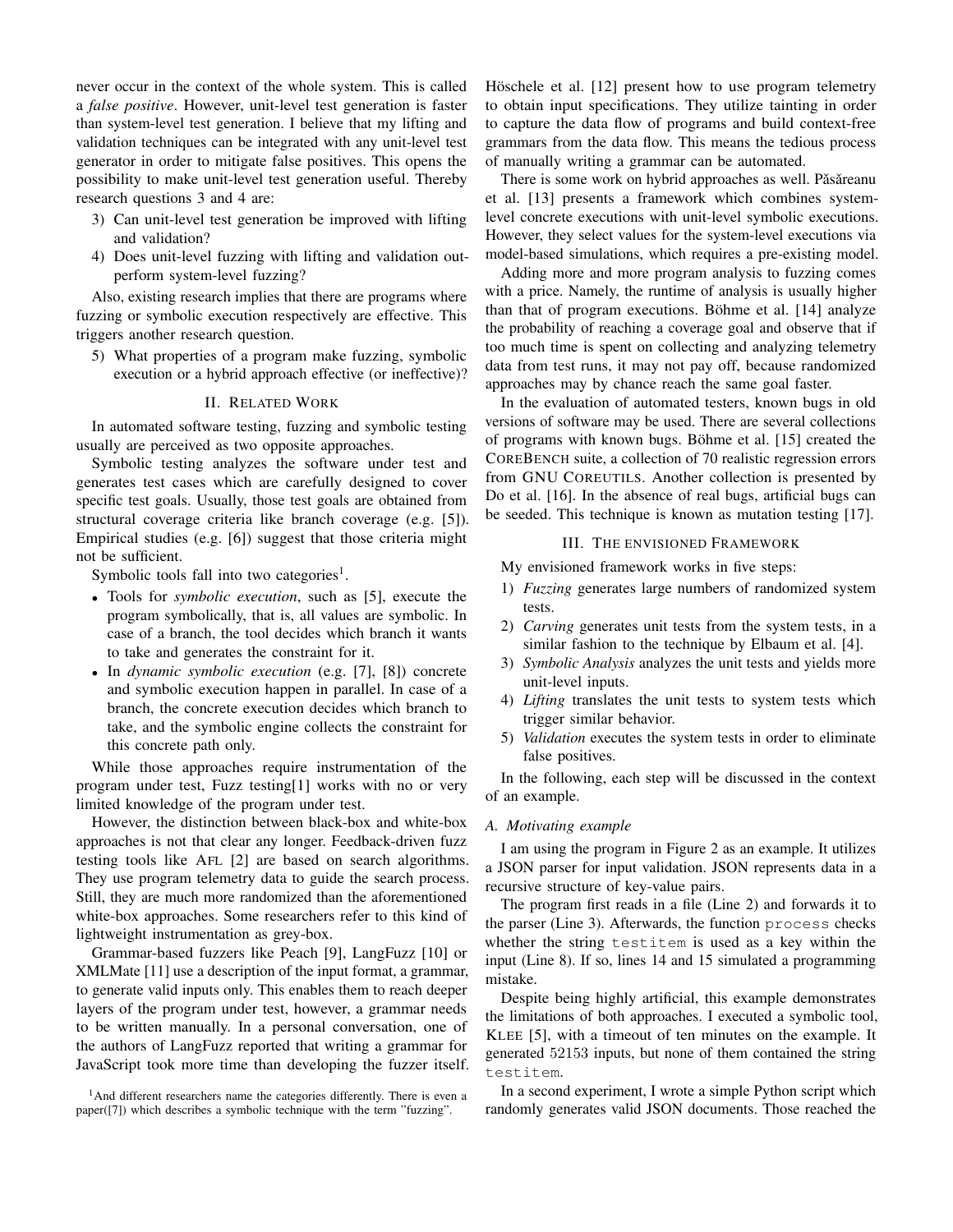never occur in the context of the whole system. This is called a *false positive*. However, unit-level test generation is faster than system-level test generation. I believe that my lifting and validation techniques can be integrated with any unit-level test generator in order to mitigate false positives. This opens the possibility to make unit-level test generation useful. Thereby research questions 3 and 4 are:

3) Can unit-level test generation be improved with lifting and validation?
4) Does unit-level fuzzing with lifting and validation outperform system-level fuzzing?

Also, existing research implies that there are programs where fuzzing or symbolic execution respectively are effective. This triggers another research question.

5) What properties of a program make fuzzing, symbolic execution or a hybrid approach effective (or ineffective)?

## II. Related Work

In automated software testing, fuzzing and symbolic testing usually are perceived as two opposite approaches.

Symbolic testing analyzes the software under test and generates test cases which are carefully designed to cover specific test goals. Usually, those test goals are obtained from structural coverage criteria like branch coverage (e.g. [5]). Empirical studies (e.g. [6]) suggest that those criteria might not be sufficient.

Symbolic tools fall into two categories[1].

- Tools for *symbolic execution*, such as [5], execute the program symbolically, that is, all values are symbolic. In case of a branch, the tool decides which branch it wants to take and generates the constraint for it.
- In *dynamic symbolic execution* (e.g. [7], [8]) concrete and symbolic execution happen in parallel. In case of a branch, the concrete execution decides which branch to take, and the symbolic engine collects the constraint for this concrete path only.

While those approaches require instrumentation of the program under test, Fuzz testing[1] works with no or very limited knowledge of the program under test.

However, the distinction between black-box and white-box approaches is not that clear any longer. Feedback-driven fuzz testing tools like AFL [2] are based on search algorithms. They use program telemetry data to guide the search process. Still, they are much more randomized than the aforementioned white-box approaches. Some researchers refer to this kind of lightweight instrumentation as grey-box.

Grammar-based fuzzers like Peach [9], LangFuzz [10] or XMLMate [11] use a description of the input format, a grammar, to generate valid inputs only. This enables them to reach deeper layers of the program under test, however, a grammar needs to be written manually. In a personal conversation, one of the authors of LangFuzz reported that writing a grammar for JavaScript took more time than developing the fuzzer itself.

[1]And different researchers name the categories differently. There is even a paper([7]) which describes a symbolic technique with the term "fuzzing".

Höschele et al. [12] present how to use program telemetry to obtain input specifications. They utilize tainting in order to capture the data flow of programs and build context-free grammars from the data flow. This means the tedious process of manually writing a grammar can be automated.

There is some work on hybrid approaches as well. Păsăreanu et al. [13] presents a framework which combines system-level concrete executions with unit-level symbolic executions. However, they select values for the system-level executions via model-based simulations, which requires a pre-existing model.

Adding more and more program analysis to fuzzing comes with a price. Namely, the runtime of analysis is usually higher than that of program executions. Böhme et al. [14] analyze the probability of reaching a coverage goal and observe that if too much time is spent on collecting and analyzing telemetry data from test runs, it may not pay off, because randomized approaches may by chance reach the same goal faster.

In the evaluation of automated testers, known bugs in old versions of software may be used. There are several collections of programs with known bugs. Böhme et al. [15] created the CoreBench suite, a collection of 70 realistic regression errors from GNU Coreutils. Another collection is presented by Do et al. [16]. In the absence of real bugs, artificial bugs can be seeded. This technique is known as mutation testing [17].

## III. The envisioned Framework

My envisioned framework works in five steps:

1) *Fuzzing* generates large numbers of randomized system tests.
2) *Carving* generates unit tests from the system tests, in a similar fashion to the technique by Elbaum et al. [4].
3) *Symbolic Analysis* analyzes the unit tests and yields more unit-level inputs.
4) *Lifting* translates the unit tests to system tests which trigger similar behavior.
5) *Validation* executes the system tests in order to eliminate false positives.

In the following, each step will be discussed in the context of an example.

### A. Motivating example

I am using the program in Figure 2 as an example. It utilizes a JSON parser for input validation. JSON represents data in a recursive structure of key-value pairs.

The program first reads in a file (Line 2) and forwards it to the parser (Line 3). Afterwards, the function `process` checks whether the string `testitem` is used as a key within the input (Line 8). If so, lines 14 and 15 simulated a programming mistake.

Despite being highly artificial, this example demonstrates the limitations of both approaches. I executed a symbolic tool, KLEE [5], with a timeout of ten minutes on the example. It generated 52153 inputs, but none of them contained the string `testitem`.

In a second experiment, I wrote a simple Python script which randomly generates valid JSON documents. Those reached the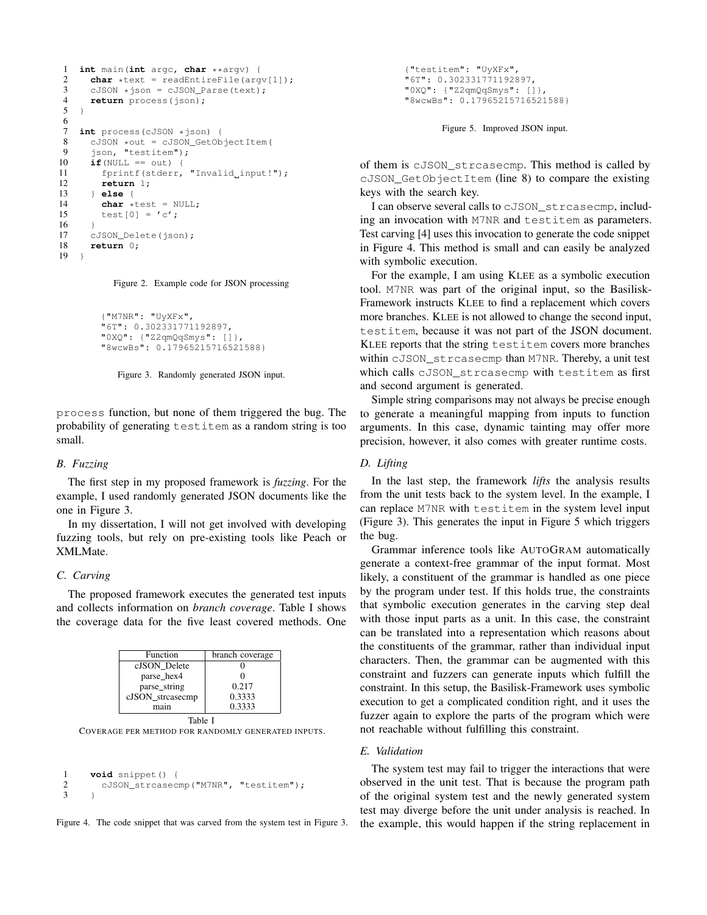```c
1  int main(int argc, char **argv) {
2    char *text = readEntireFile(argv[1]);
3    cJSON *json = cJSON_Parse(text);
4    return process(json);
5  }
6
7  int process(cJSON *json) {
8    cJSON *out = cJSON_GetObjectItem(
9    json, "testitem");
10   if(NULL == out) {
11     fprintf(stderr, "Invalid input!");
12     return 1;
13   } else {
14     char *test = NULL;
15     test[0] = 'c';
16   }
17   cJSON_Delete(json);
18   return 0;
19 }
```

Figure 2. Example code for JSON processing

```
{"M7NR": "UyXFx",
"6T": 0.302331771192897,
"0XQ": {"Z2qmQqSmys": []},
"8wcwBs": 0.17965215716521588}
```

Figure 3. Randomly generated JSON input.

process function, but none of them triggered the bug. The probability of generating testitem as a random string is too small.

### B. Fuzzing

The first step in my proposed framework is *fuzzing*. For the example, I used randomly generated JSON documents like the one in Figure 3.

In my dissertation, I will not get involved with developing fuzzing tools, but rely on pre-existing tools like Peach or XMLMate.

### C. Carving

The proposed framework executes the generated test inputs and collects information on *branch coverage*. Table I shows the coverage data for the five least covered methods. One of them is cJSON_strcasecmp. This method is called by cJSON_GetObjectItem (line 8) to compare the existing keys with the search key.

| Function | branch coverage |
|---|---|
| cJSON_Delete | 0 |
| parse_hex4 | 0 |
| parse_string | 0.217 |
| cJSON_strcasecmp | 0.3333 |
| main | 0.3333 |

Table I

COVERAGE PER METHOD FOR RANDOMLY GENERATED INPUTS.

```c
1   void snippet() {
2     cJSON_strcasecmp("M7NR", "testitem");
3   }
```

Figure 4. The code snippet that was carved from the system test in Figure 3.

I can observe several calls to cJSON_strcasecmp, including an invocation with M7NR and testitem as parameters. Test carving [4] uses this invocation to generate the code snippet in Figure 4. This method is small and can easily be analyzed with symbolic execution.

For the example, I am using KLEE as a symbolic execution tool. M7NR was part of the original input, so the Basilisk-Framework instructs KLEE to find a replacement which covers more branches. KLEE is not allowed to change the second input, testitem, because it was not part of the JSON document. KLEE reports that the string testitem covers more branches within cJSON_strcasecmp than M7NR. Thereby, a unit test which calls cJSON_strcasecmp with testitem as first and second argument is generated.

Simple string comparisons may not always be precise enough to generate a meaningful mapping from inputs to function arguments. In this case, dynamic tainting may offer more precision, however, it also comes with greater runtime costs.

### D. Lifting

In the last step, the framework *lifts* the analysis results from the unit tests back to the system level. In the example, I can replace M7NR with testitem in the system level input (Figure 3). This generates the input in Figure 5 which triggers the bug.

```
{"testitem": "UyXFx",
"6T": 0.302331771192897,
"0XQ": {"Z2qmQqSmys": []},
"8wcwBs": 0.17965215716521588}
```

Figure 5. Improved JSON input.

Grammar inference tools like AUTOGRAM automatically generate a context-free grammar of the input format. Most likely, a constituent of the grammar is handled as one piece by the program under test. If this holds true, the constraints that symbolic execution generates in the carving step deal with those input parts as a unit. In this case, the constraint can be translated into a representation which reasons about the constituents of the grammar, rather than individual input characters. Then, the grammar can be augmented with this constraint and fuzzers can generate inputs which fulfill the constraint. In this setup, the Basilisk-Framework uses symbolic execution to get a complicated condition right, and it uses the fuzzer again to explore the parts of the program which were not reachable without fulfilling this constraint.

### E. Validation

The system test may fail to trigger the interactions that were observed in the unit test. That is because the program path of the original system test and the newly generated system test may diverge before the unit under analysis is reached. In the example, this would happen if the string replacement in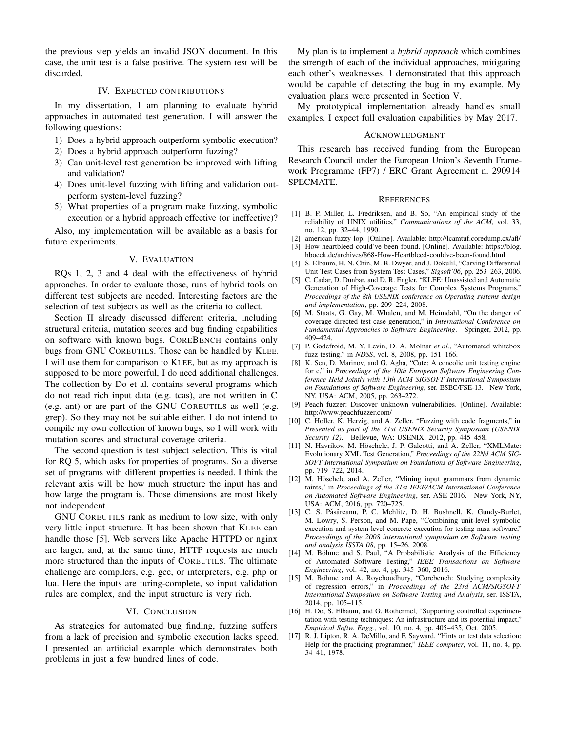the previous step yields an invalid JSON document. In this case, the unit test is a false positive. The system test will be discarded.

## IV. Expected contributions

In my dissertation, I am planning to evaluate hybrid approaches in automated test generation. I will answer the following questions:

1) Does a hybrid approach outperform symbolic execution?
2) Does a hybrid approach outperform fuzzing?
3) Can unit-level test generation be improved with lifting and validation?
4) Does unit-level fuzzing with lifting and validation outperform system-level fuzzing?
5) What properties of a program make fuzzing, symbolic execution or a hybrid approach effective (or ineffective)?

Also, my implementation will be available as a basis for future experiments.

## V. Evaluation

RQs 1, 2, 3 and 4 deal with the effectiveness of hybrid approaches. In order to evaluate those, runs of hybrid tools on different test subjects are needed. Interesting factors are the selection of test subjects as well as the criteria to collect.

Section II already discussed different criteria, including structural criteria, mutation scores and bug finding capabilities on software with known bugs. CoreBench contains only bugs from GNU Coreutils. Those can be handled by Klee. I will use them for comparison to Klee, but as my approach is supposed to be more powerful, I do need additional challenges. The collection by Do et al. contains several programs which do not read rich input data (e.g. tcas), are not written in C (e.g. ant) or are part of the GNU Coreutils as well (e.g. grep). So they may not be suitable either. I do not intend to compile my own collection of known bugs, so I will work with mutation scores and structural coverage criteria.

The second question is test subject selection. This is vital for RQ 5, which asks for properties of programs. So a diverse set of programs with different properties is needed. I think the relevant axis will be how much structure the input has and how large the program is. Those dimensions are most likely not independent.

GNU Coreutils rank as medium to low size, with only very little input structure. It has been shown that Klee can handle those [5]. Web servers like Apache HTTPD or nginx are larger, and, at the same time, HTTP requests are much more structured than the inputs of Coreutils. The ultimate challenge are compilers, e.g. gcc, or interpreters, e.g. php or lua. Here the inputs are turing-complete, so input validation rules are complex, and the input structure is very rich.

## VI. Conclusion

As strategies for automated bug finding, fuzzing suffers from a lack of precision and symbolic execution lacks speed. I presented an artificial example which demonstrates both problems in just a few hundred lines of code.

My plan is to implement a *hybrid approach* which combines the strength of each of the individual approaches, mitigating each other's weaknesses. I demonstrated that this approach would be capable of detecting the bug in my example. My evaluation plans were presented in Section V.

My prototypical implementation already handles small examples. I expect full evaluation capabilities by May 2017.

## Acknowledgment

This research has received funding from the European Research Council under the European Union's Seventh Framework Programme (FP7) / ERC Grant Agreement n. 290914 SPECMATE.

## References

[1] B. P. Miller, L. Fredriksen, and B. So, "An empirical study of the reliability of UNIX utilities," *Communications of the ACM*, vol. 33, no. 12, pp. 32–44, 1990.

[2] american fuzzy lop. [Online]. Available: http://lcamtuf.coredump.cx/afl/

[3] How heartbleed could've been found. [Online]. Available: https://blog.hboeck.de/archives/868-How-Heartbleed-couldve-been-found.html

[4] S. Elbaum, H. N. Chin, M. B. Dwyer, and J. Dokulil, "Carving Differential Unit Test Cases from System Test Cases," *Sigsoft'06*, pp. 253–263, 2006.

[5] C. Cadar, D. Dunbar, and D. R. Engler, "KLEE: Unassisted and Automatic Generation of High-Coverage Tests for Complex Systems Programs," *Proceedings of the 8th USENIX conference on Operating systems design and implementation*, pp. 209–224, 2008.

[6] M. Staats, G. Gay, M. Whalen, and M. Heimdahl, "On the danger of coverage directed test case generation," in *International Conference on Fundamental Approaches to Software Engineering*. Springer, 2012, pp. 409–424.

[7] P. Godefroid, M. Y. Levin, D. A. Molnar *et al.*, "Automated whitebox fuzz testing." in *NDSS*, vol. 8, 2008, pp. 151–166.

[8] K. Sen, D. Marinov, and G. Agha, "Cute: A concolic unit testing engine for c," in *Proceedings of the 10th European Software Engineering Conference Held Jointly with 13th ACM SIGSOFT International Symposium on Foundations of Software Engineering*, ser. ESEC/FSE-13. New York, NY, USA: ACM, 2005, pp. 263–272.

[9] Peach fuzzer: Discover unknown vulnerabilities. [Online]. Available: http://www.peachfuzzer.com/

[10] C. Holler, K. Herzig, and A. Zeller, "Fuzzing with code fragments," in *Presented as part of the 21st USENIX Security Symposium (USENIX Security 12)*. Bellevue, WA: USENIX, 2012, pp. 445–458.

[11] N. Havrikov, M. Höschele, J. P. Galeotti, and A. Zeller, "XMLMate: Evolutionary XML Test Generation," *Proceedings of the 22Nd ACM SIGSOFT International Symposium on Foundations of Software Engineering*, pp. 719–722, 2014.

[12] M. Höschele and A. Zeller, "Mining input grammars from dynamic taints," in *Proceedings of the 31st IEEE/ACM International Conference on Automated Software Engineering*, ser. ASE 2016. New York, NY, USA: ACM, 2016, pp. 720–725.

[13] C. S. Păsăreanu, P. C. Mehlitz, D. H. Bushnell, K. Gundy-Burlet, M. Lowry, S. Person, and M. Pape, "Combining unit-level symbolic execution and system-level concrete execution for testing nasa software," *Proceedings of the 2008 international symposium on Software testing and analysis ISSTA 08*, pp. 15–26, 2008.

[14] M. Böhme and S. Paul, "A Probabilistic Analysis of the Efficiency of Automated Software Testing," *IEEE Transactions on Software Engineering*, vol. 42, no. 4, pp. 345–360, 2016.

[15] M. Böhme and A. Roychoudhury, "Corebench: Studying complexity of regression errors," in *Proceedings of the 23rd ACM/SIGSOFT International Symposium on Software Testing and Analysis*, ser. ISSTA, 2014, pp. 105–115.

[16] H. Do, S. Elbaum, and G. Rothermel, "Supporting controlled experimentation with testing techniques: An infrastructure and its potential impact," *Empirical Softw. Engg.*, vol. 10, no. 4, pp. 405–435, Oct. 2005.

[17] R. J. Lipton, R. A. DeMillo, and F. Sayward, "Hints on test data selection: Help for the practicing programmer," *IEEE computer*, vol. 11, no. 4, pp. 34–41, 1978.